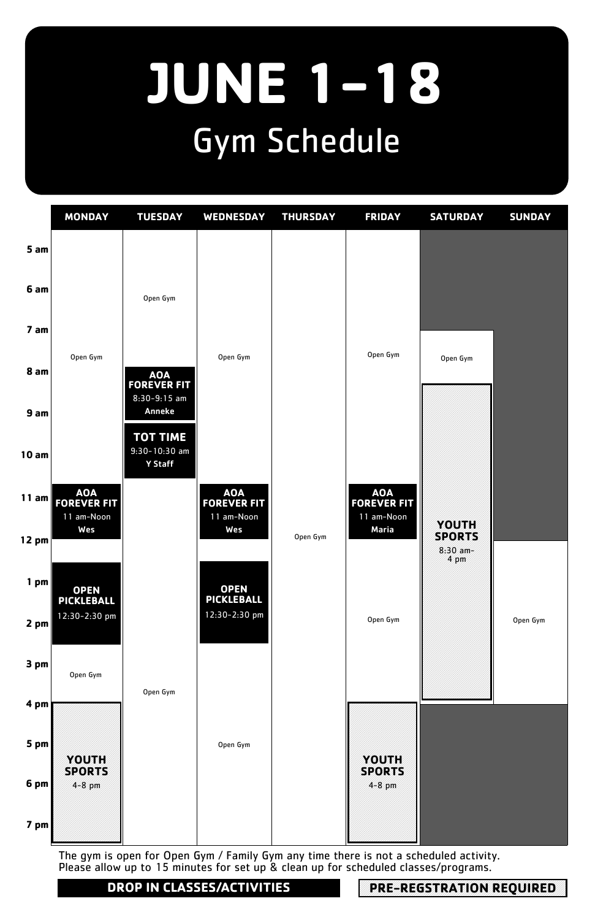# JUNE 1–18

## Gym Schedule

| | MONDAY | TUESDAY | WEDNESDAY | THURSDAY | FRIDAY | SATURDAY | SUNDAY |
|---|---|---|---|---|---|---|---|
| 5 am | Open Gym | Open Gym | Open Gym | Open Gym | Open Gym | | |
| 6 am | Open Gym | Open Gym | Open Gym | Open Gym | Open Gym | | |
| 7 am | Open Gym | Open Gym | Open Gym | Open Gym | Open Gym | Open Gym | |
| 8 am | Open Gym | **AOA FOREVER FIT** 8:30-9:15 am **Anneke** | Open Gym | Open Gym | Open Gym | **YOUTH SPORTS** 8:30 am-4 pm | |
| 9 am | Open Gym | **TOT TIME** 9:30-10:30 am **Y Staff** | Open Gym | Open Gym | Open Gym | **YOUTH SPORTS** | |
| 10 am | Open Gym | Open Gym | Open Gym | Open Gym | Open Gym | **YOUTH SPORTS** | |
| 11 am | **AOA FOREVER FIT** 11 am-Noon **Wes** | Open Gym | **AOA FOREVER FIT** 11 am-Noon **Wes** | Open Gym | **AOA FOREVER FIT** 11 am-Noon **Maria** | **YOUTH SPORTS** | |
| 12 pm | Open Gym | Open Gym | Open Gym | Open Gym | Open Gym | **YOUTH SPORTS** | Open Gym |
| 1 pm | **OPEN PICKLEBALL** 12:30-2:30 pm | Open Gym | **OPEN PICKLEBALL** 12:30-2:30 pm | Open Gym | Open Gym | **YOUTH SPORTS** | Open Gym |
| 2 pm | **OPEN PICKLEBALL** | Open Gym | **OPEN PICKLEBALL** | Open Gym | Open Gym | **YOUTH SPORTS** | Open Gym |
| 3 pm | Open Gym | Open Gym | Open Gym | Open Gym | Open Gym | **YOUTH SPORTS** | Open Gym |
| 4 pm | **YOUTH SPORTS** 4-8 pm | Open Gym | Open Gym | Open Gym | **YOUTH SPORTS** 4-8 pm | | |
| 5 pm | **YOUTH SPORTS** | Open Gym | Open Gym | Open Gym | **YOUTH SPORTS** | | |
| 6 pm | **YOUTH SPORTS** | Open Gym | Open Gym | Open Gym | **YOUTH SPORTS** | | |
| 7 pm | **YOUTH SPORTS** | Open Gym | Open Gym | Open Gym | **YOUTH SPORTS** | | |

The gym is open for Open Gym / Family Gym any time there is not a scheduled activity.
Please allow up to 15 minutes for set up & clean up for scheduled classes/programs.

**DROP IN CLASSES/ACTIVITIES** | **PRE-REGSTRATION REQUIRED**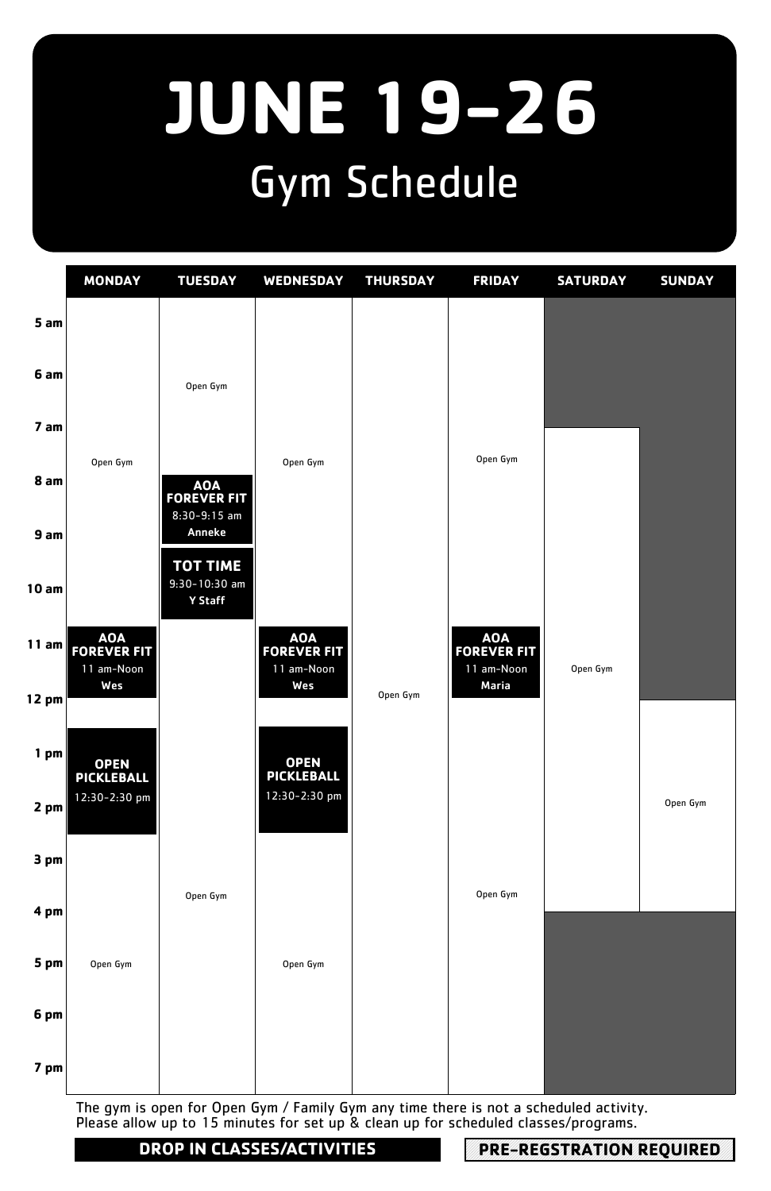# JUNE 19-26

## Gym Schedule

| | MONDAY | TUESDAY | WEDNESDAY | THURSDAY | FRIDAY | SATURDAY | SUNDAY |
|---|---|---|---|---|---|---|---|
| 5 am | Open Gym | Open Gym | Open Gym | Open Gym | Open Gym | | |
| 6 am | Open Gym | Open Gym | Open Gym | Open Gym | Open Gym | | |
| 7 am | Open Gym | Open Gym | Open Gym | Open Gym | Open Gym | Open Gym | |
| 8 am | Open Gym | **AOA FOREVER FIT** 8:30-9:15 am **Anneke** | Open Gym | Open Gym | Open Gym | Open Gym | |
| 9 am | Open Gym | **TOT TIME** 9:30-10:30 am **Y Staff** | Open Gym | Open Gym | Open Gym | Open Gym | |
| 10 am | Open Gym | **TOT TIME** 9:30-10:30 am **Y Staff** | Open Gym | Open Gym | Open Gym | Open Gym | |
| 11 am | **AOA FOREVER FIT** 11 am-Noon **Wes** | Open Gym | **AOA FOREVER FIT** 11 am-Noon **Wes** | Open Gym | **AOA FOREVER FIT** 11 am-Noon **Maria** | Open Gym | |
| 12 pm | Open Gym | Open Gym | Open Gym | Open Gym | Open Gym | Open Gym | Open Gym |
| 1 pm | **OPEN PICKLEBALL** 12:30-2:30 pm | Open Gym | **OPEN PICKLEBALL** 12:30-2:30 pm | Open Gym | Open Gym | Open Gym | Open Gym |
| 2 pm | **OPEN PICKLEBALL** 12:30-2:30 pm | Open Gym | **OPEN PICKLEBALL** 12:30-2:30 pm | Open Gym | Open Gym | Open Gym | Open Gym |
| 3 pm | Open Gym | Open Gym | Open Gym | Open Gym | Open Gym | Open Gym | Open Gym |
| 4 pm | Open Gym | Open Gym | Open Gym | Open Gym | Open Gym | | |
| 5 pm | Open Gym | Open Gym | Open Gym | Open Gym | Open Gym | | |
| 6 pm | Open Gym | Open Gym | Open Gym | Open Gym | Open Gym | | |
| 7 pm | Open Gym | Open Gym | Open Gym | Open Gym | Open Gym | | |

The gym is open for Open Gym / Family Gym any time there is not a scheduled activity.
Please allow up to 15 minutes for set up & clean up for scheduled classes/programs.

**DROP IN CLASSES/ACTIVITIES** | **PRE-REGSTRATION REQUIRED**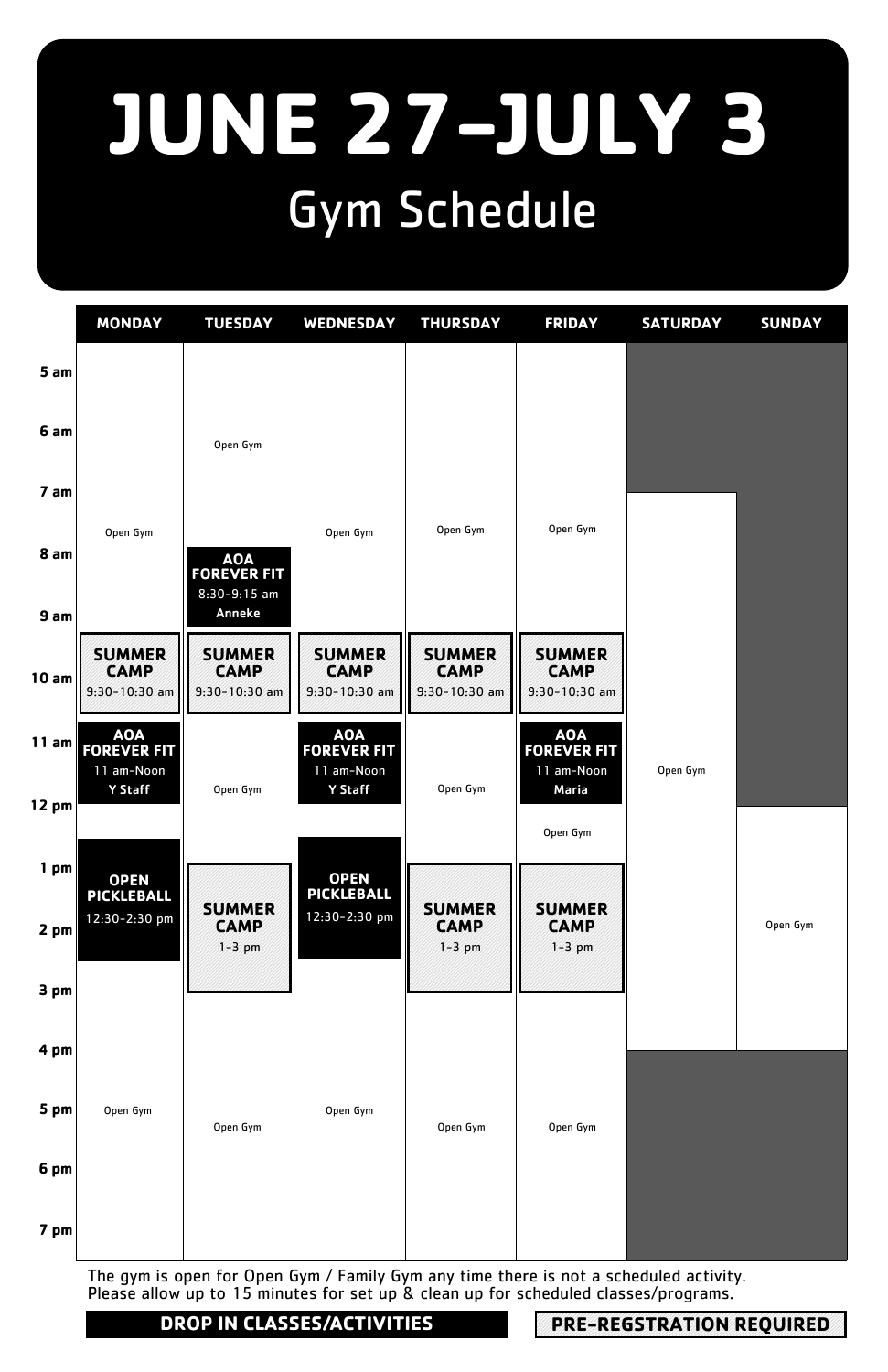# JUNE 27–JULY 3

## Gym Schedule

| | MONDAY | TUESDAY | WEDNESDAY | THURSDAY | FRIDAY | SATURDAY | SUNDAY |
|---|---|---|---|---|---|---|---|
| 5 am | Open Gym | Open Gym | Open Gym | Open Gym | Open Gym | | |
| 6 am | | | | | | | |
| 7 am | | | | | | Open Gym | |
| 8 am | | **AOA FOREVER FIT** 8:30-9:15 am **Anneke** | | | | | |
| 9 am | | | | | | | |
| 10 am | **SUMMER CAMP** 9:30-10:30 am | **SUMMER CAMP** 9:30-10:30 am | **SUMMER CAMP** 9:30-10:30 am | **SUMMER CAMP** 9:30-10:30 am | **SUMMER CAMP** 9:30-10:30 am | | |
| 11 am | **AOA FOREVER FIT** 11 am-Noon **Y Staff** | Open Gym | **AOA FOREVER FIT** 11 am-Noon **Y Staff** | Open Gym | **AOA FOREVER FIT** 11 am-Noon **Maria** | | |
| 12 pm | | | | | Open Gym | | Open Gym |
| 1 pm | **OPEN PICKLEBALL** 12:30-2:30 pm | **SUMMER CAMP** 1-3 pm | **OPEN PICKLEBALL** 12:30-2:30 pm | **SUMMER CAMP** 1-3 pm | **SUMMER CAMP** 1-3 pm | | |
| 2 pm | | | | | | | |
| 3 pm | Open Gym | Open Gym | Open Gym | Open Gym | Open Gym | | |
| 4 pm | | | | | | | |
| 5 pm | | | | | | | |
| 6 pm | | | | | | | |
| 7 pm | | | | | | | |

The gym is open for Open Gym / Family Gym any time there is not a scheduled activity.
Please allow up to 15 minutes for set up & clean up for scheduled classes/programs.

**DROP IN CLASSES/ACTIVITIES** | **PRE-REGSTRATION REQUIRED**